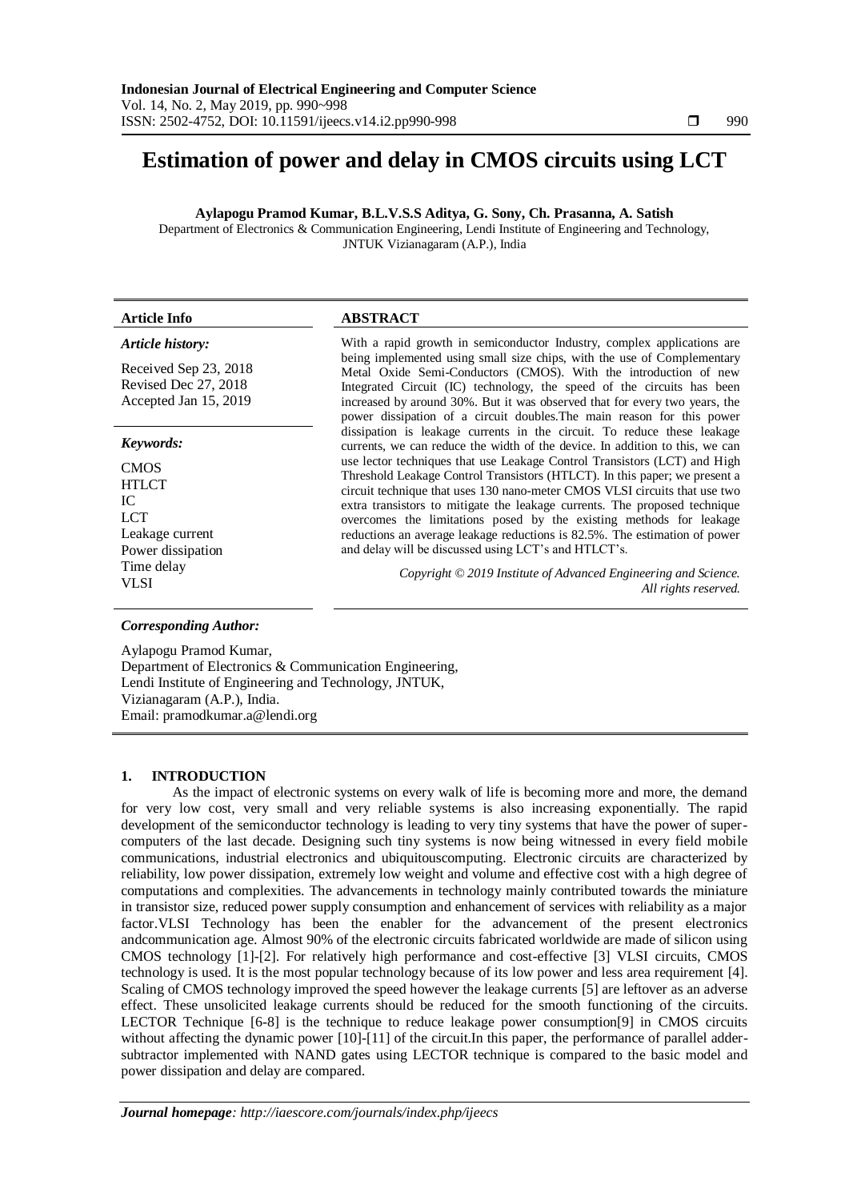# Estimation of power and delay in CMOS circuits using LCT

**Aylapogu Pramod Kumar, B.L.V.S.S Aditya, G. Sony, Ch. Prasanna, A. Satish**

Department of Electronics & Communication Engineering, Lendi Institute of Engineering and Technology, JNTUK Vizianagaram (A.P.), India

| Article Info | ABSTRACT |
|---|---|
| ***Article history:*** <br> Received Sep 23, 2018 <br> Revised Dec 27, 2018 <br> Accepted Jan 15, 2019 <br><br> ***Keywords:*** <br> CMOS <br> HTLCT <br> IC <br> LCT <br> Leakage current <br> Power dissipation <br> Time delay <br> VLSI | With a rapid growth in semiconductor Industry, complex applications are being implemented using small size chips, with the use of Complementary Metal Oxide Semi-Conductors (CMOS). With the introduction of new Integrated Circuit (IC) technology, the speed of the circuits has been increased by around 30%. But it was observed that for every two years, the power dissipation of a circuit doubles.The main reason for this power dissipation is leakage currents in the circuit. To reduce these leakage currents, we can reduce the width of the device. In addition to this, we can use lector techniques that use Leakage Control Transistors (LCT) and High Threshold Leakage Control Transistors (HTLCT). In this paper; we present a circuit technique that uses 130 nano-meter CMOS VLSI circuits that use two extra transistors to mitigate the leakage currents. The proposed technique overcomes the limitations posed by the existing methods for leakage reductions an average leakage reductions is 82.5%. The estimation of power and delay will be discussed using LCT's and HTLCT's. <br><br> *Copyright © 2019 Institute of Advanced Engineering and Science. All rights reserved.* |

***Corresponding Author:***

Aylapogu Pramod Kumar,
Department of Electronics & Communication Engineering,
Lendi Institute of Engineering and Technology, JNTUK,
Vizianagaram (A.P.), India.
Email: pramodkumar.a@lendi.org

## 1. INTRODUCTION

As the impact of electronic systems on every walk of life is becoming more and more, the demand for very low cost, very small and very reliable systems is also increasing exponentially. The rapid development of the semiconductor technology is leading to very tiny systems that have the power of super-computers of the last decade. Designing such tiny systems is now being witnessed in every field mobile communications, industrial electronics and ubiquitouscomputing. Electronic circuits are characterized by reliability, low power dissipation, extremely low weight and volume and effective cost with a high degree of computations and complexities. The advancements in technology mainly contributed towards the miniature in transistor size, reduced power supply consumption and enhancement of services with reliability as a major factor.VLSI Technology has been the enabler for the advancement of the present electronics andcommunication age. Almost 90% of the electronic circuits fabricated worldwide are made of silicon using CMOS technology [1]-[2]. For relatively high performance and cost-effective [3] VLSI circuits, CMOS technology is used. It is the most popular technology because of its low power and less area requirement [4]. Scaling of CMOS technology improved the speed however the leakage currents [5] are leftover as an adverse effect. These unsolicited leakage currents should be reduced for the smooth functioning of the circuits. LECTOR Technique [6-8] is the technique to reduce leakage power consumption[9] in CMOS circuits without affecting the dynamic power [10]-[11] of the circuit.In this paper, the performance of parallel adder-subtractor implemented with NAND gates using LECTOR technique is compared to the basic model and power dissipation and delay are compared.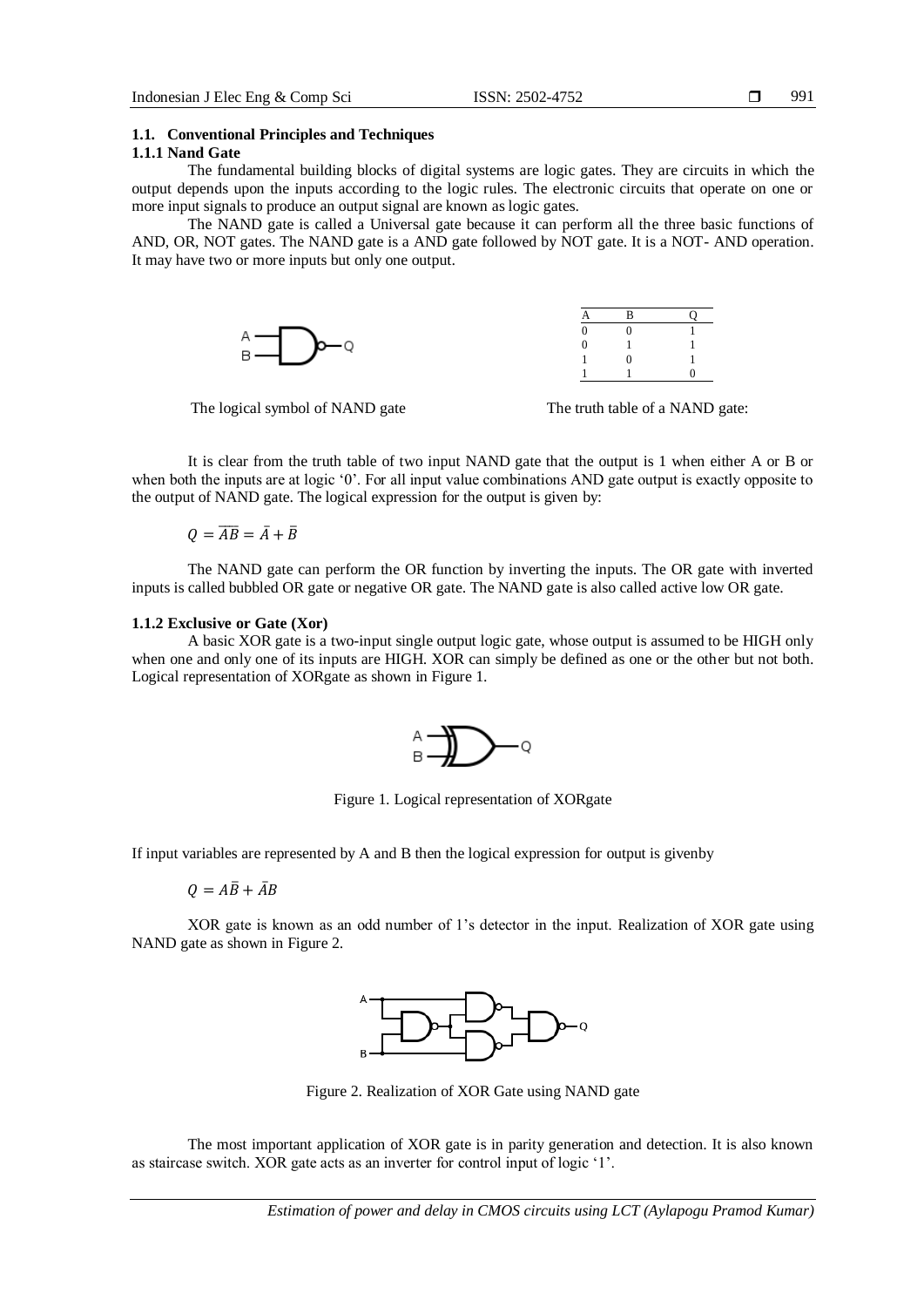### 1.1. Conventional Principles and Techniques

#### 1.1.1 Nand Gate

The fundamental building blocks of digital systems are logic gates. They are circuits in which the output depends upon the inputs according to the logic rules. The electronic circuits that operate on one or more input signals to produce an output signal are known as logic gates.

The NAND gate is called a Universal gate because it can perform all the three basic functions of AND, OR, NOT gates. The NAND gate is a AND gate followed by NOT gate. It is a NOT- AND operation. It may have two or more inputs but only one output.

| A | B | Q |
|---|---|---|
| 0 | 0 | 1 |
| 0 | 1 | 1 |
| 1 | 0 | 1 |
| 1 | 1 | 0 |

The logical symbol of NAND gate

The truth table of a NAND gate:

It is clear from the truth table of two input NAND gate that the output is 1 when either A or B or when both the inputs are at logic '0'. For all input value combinations AND gate output is exactly opposite to the output of NAND gate. The logical expression for the output is given by:

$$Q = \overline{AB} = \bar{A} + \bar{B}$$

The NAND gate can perform the OR function by inverting the inputs. The OR gate with inverted inputs is called bubbled OR gate or negative OR gate. The NAND gate is also called active low OR gate.

#### 1.1.2 Exclusive or Gate (Xor)

A basic XOR gate is a two-input single output logic gate, whose output is assumed to be HIGH only when one and only one of its inputs are HIGH. XOR can simply be defined as one or the other but not both. Logical representation of XORgate as shown in Figure 1.

Figure 1. Logical representation of XORgate

If input variables are represented by A and B then the logical expression for output is givenby

$$Q = A\bar{B} + \bar{A}B$$

XOR gate is known as an odd number of 1's detector in the input. Realization of XOR gate using NAND gate as shown in Figure 2.

Figure 2. Realization of XOR Gate using NAND gate

The most important application of XOR gate is in parity generation and detection. It is also known as staircase switch. XOR gate acts as an inverter for control input of logic '1'.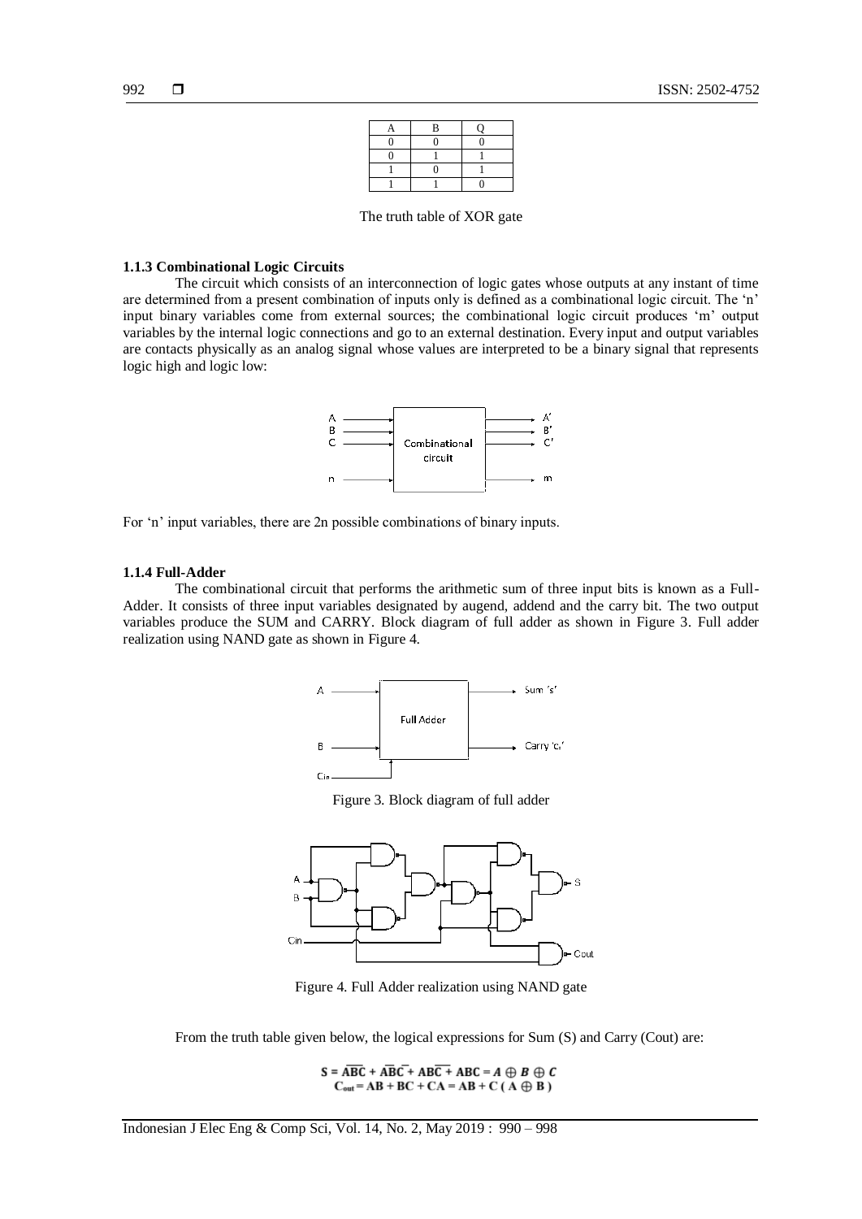| A | B | Q |
|---|---|---|
| 0 | 0 | 0 |
| 0 | 1 | 1 |
| 1 | 0 | 1 |
| 1 | 1 | 0 |

The truth table of XOR gate

### 1.1.3 Combinational Logic Circuits

The circuit which consists of an interconnection of logic gates whose outputs at any instant of time are determined from a present combination of inputs only is defined as a combinational logic circuit. The 'n' input binary variables come from external sources; the combinational logic circuit produces 'm' output variables by the internal logic connections and go to an external destination. Every input and output variables are contacts physically as an analog signal whose values are interpreted to be a binary signal that represents logic high and logic low:

For 'n' input variables, there are 2n possible combinations of binary inputs.

### 1.1.4 Full-Adder

The combinational circuit that performs the arithmetic sum of three input bits is known as a Full-Adder. It consists of three input variables designated by augend, addend and the carry bit. The two output variables produce the SUM and CARRY. Block diagram of full adder as shown in Figure 3. Full adder realization using NAND gate as shown in Figure 4.

Figure 3. Block diagram of full adder

Figure 4. Full Adder realization using NAND gate

From the truth table given below, the logical expressions for Sum (S) and Carry (Cout) are:

$$S = \overline{A}\overline{B}C + \overline{A}B\overline{C} + A\overline{B}\overline{C} + ABC = A \oplus B \oplus C$$

$$C_{out} = AB + BC + CA = AB + C\,(A \oplus B)$$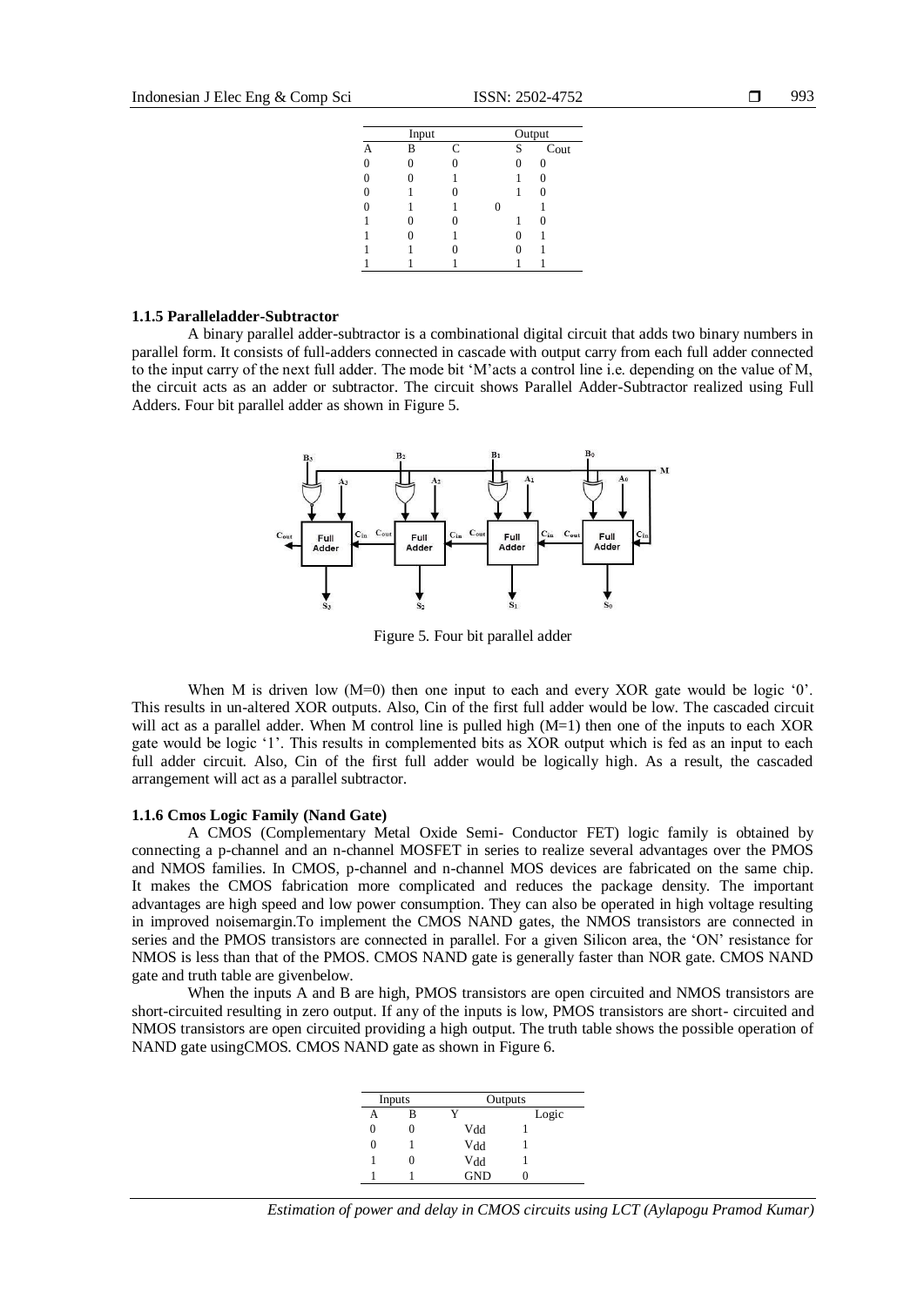| Input | | | Output | |
|---|---|---|---|---|
| A | B | C | S | Cout |
| 0 | 0 | 0 | 0 | 0 |
| 0 | 0 | 1 | 1 | 0 |
| 0 | 1 | 0 | 1 | 0 |
| 0 | 1 | 1 | 0 | 1 |
| 1 | 0 | 0 | 1 | 0 |
| 1 | 0 | 1 | 0 | 1 |
| 1 | 1 | 0 | 0 | 1 |
| 1 | 1 | 1 | 1 | 1 |

### 1.1.5 Paralleladder-Subtractor

A binary parallel adder-subtractor is a combinational digital circuit that adds two binary numbers in parallel form. It consists of full-adders connected in cascade with output carry from each full adder connected to the input carry of the next full adder. The mode bit 'M'acts a control line i.e. depending on the value of M, the circuit acts as an adder or subtractor. The circuit shows Parallel Adder-Subtractor realized using Full Adders. Four bit parallel adder as shown in Figure 5.

Figure 5. Four bit parallel adder

When M is driven low (M=0) then one input to each and every XOR gate would be logic '0'. This results in un-altered XOR outputs. Also, Cin of the first full adder would be low. The cascaded circuit will act as a parallel adder. When M control line is pulled high (M=1) then one of the inputs to each XOR gate would be logic '1'. This results in complemented bits as XOR output which is fed as an input to each full adder circuit. Also, Cin of the first full adder would be logically high. As a result, the cascaded arrangement will act as a parallel subtractor.

### 1.1.6 Cmos Logic Family (Nand Gate)

A CMOS (Complementary Metal Oxide Semi- Conductor FET) logic family is obtained by connecting a p-channel and an n-channel MOSFET in series to realize several advantages over the PMOS and NMOS families. In CMOS, p-channel and n-channel MOS devices are fabricated on the same chip. It makes the CMOS fabrication more complicated and reduces the package density. The important advantages are high speed and low power consumption. They can also be operated in high voltage resulting in improved noisemargin.To implement the CMOS NAND gates, the NMOS transistors are connected in series and the PMOS transistors are connected in parallel. For a given Silicon area, the 'ON' resistance for NMOS is less than that of the PMOS. CMOS NAND gate is generally faster than NOR gate. CMOS NAND gate and truth table are givenbelow.

When the inputs A and B are high, PMOS transistors are open circuited and NMOS transistors are short-circuited resulting in zero output. If any of the inputs is low, PMOS transistors are short- circuited and NMOS transistors are open circuited providing a high output. The truth table shows the possible operation of NAND gate usingCMOS. CMOS NAND gate as shown in Figure 6.

| Inputs | | Outputs | |
|---|---|---|---|
| A | B | Y | Logic |
| 0 | 0 | $V_{dd}$ | 1 |
| 0 | 1 | $V_{dd}$ | 1 |
| 1 | 0 | $V_{dd}$ | 1 |
| 1 | 1 | GND | 0 |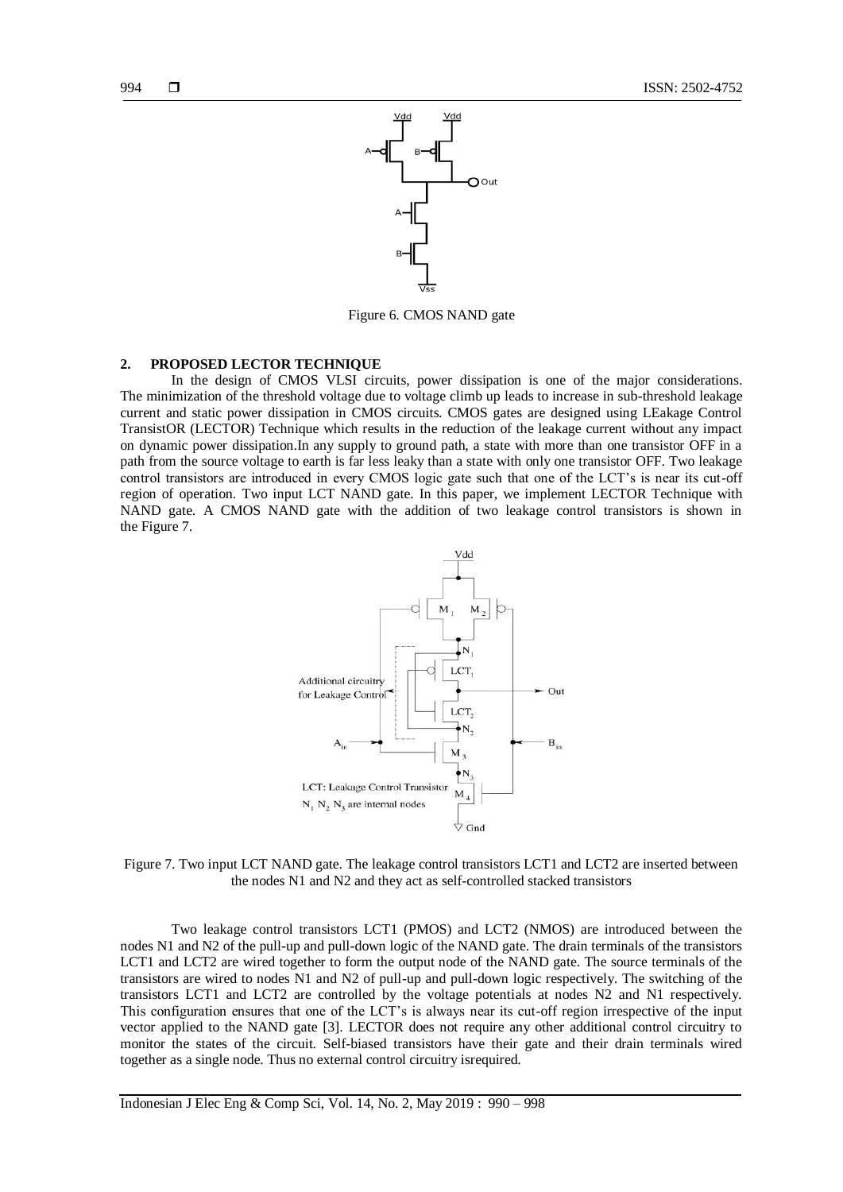Figure 6. CMOS NAND gate

## 2. PROPOSED LECTOR TECHNIQUE

In the design of CMOS VLSI circuits, power dissipation is one of the major considerations. The minimization of the threshold voltage due to voltage climb up leads to increase in sub-threshold leakage current and static power dissipation in CMOS circuits. CMOS gates are designed using LEakage Control TransistOR (LECTOR) Technique which results in the reduction of the leakage current without any impact on dynamic power dissipation.In any supply to ground path, a state with more than one transistor OFF in a path from the source voltage to earth is far less leaky than a state with only one transistor OFF. Two leakage control transistors are introduced in every CMOS logic gate such that one of the LCT's is near its cut-off region of operation. Two input LCT NAND gate. In this paper, we implement LECTOR Technique with NAND gate. A CMOS NAND gate with the addition of two leakage control transistors is shown in the Figure 7.

Figure 7. Two input LCT NAND gate. The leakage control transistors LCT1 and LCT2 are inserted between the nodes N1 and N2 and they act as self-controlled stacked transistors

Two leakage control transistors LCT1 (PMOS) and LCT2 (NMOS) are introduced between the nodes N1 and N2 of the pull-up and pull-down logic of the NAND gate. The drain terminals of the transistors LCT1 and LCT2 are wired together to form the output node of the NAND gate. The source terminals of the transistors are wired to nodes N1 and N2 of pull-up and pull-down logic respectively. The switching of the transistors LCT1 and LCT2 are controlled by the voltage potentials at nodes N2 and N1 respectively. This configuration ensures that one of the LCT's is always near its cut-off region irrespective of the input vector applied to the NAND gate [3]. LECTOR does not require any other additional control circuitry to monitor the states of the circuit. Self-biased transistors have their gate and their drain terminals wired together as a single node. Thus no external control circuitry isrequired.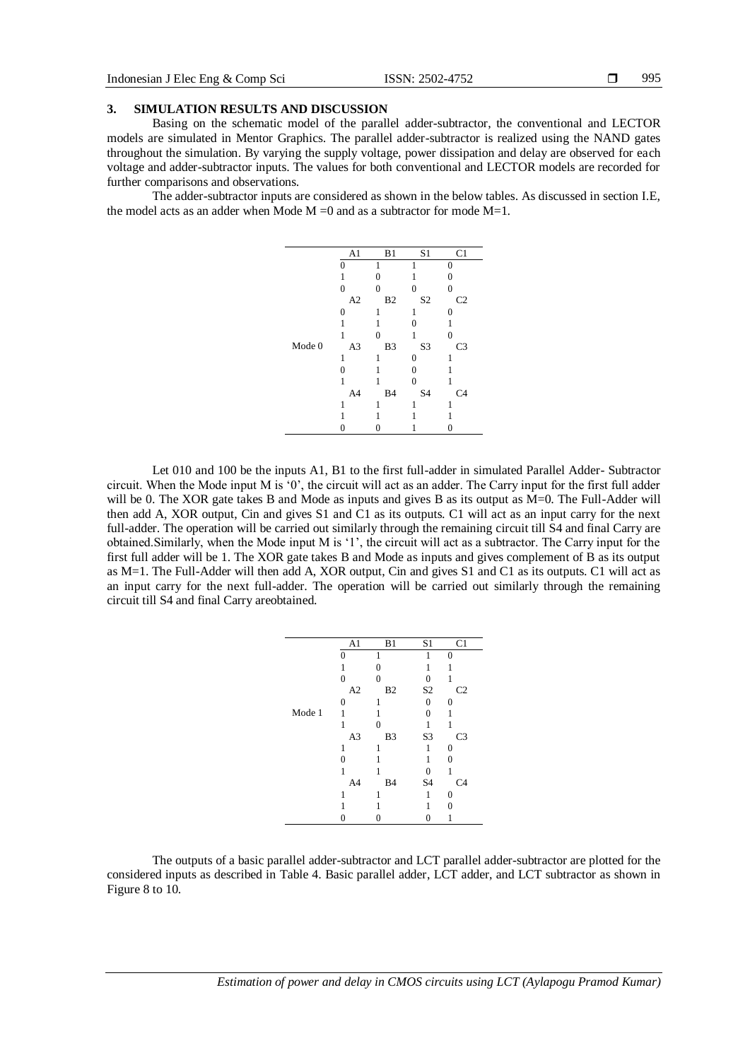## 3. SIMULATION RESULTS AND DISCUSSION

Basing on the schematic model of the parallel adder-subtractor, the conventional and LECTOR models are simulated in Mentor Graphics. The parallel adder-subtractor is realized using the NAND gates throughout the simulation. By varying the supply voltage, power dissipation and delay are observed for each voltage and adder-subtractor inputs. The values for both conventional and LECTOR models are recorded for further comparisons and observations.

The adder-subtractor inputs are considered as shown in the below tables. As discussed in section I.E, the model acts as an adder when Mode M =0 and as a subtractor for mode M=1.

| | A1 | B1 | S1 | C1 |
|---|---|---|---|---|
| | 0 | 1 | 1 | 0 |
| | 1 | 0 | 1 | 0 |
| | 0 | 0 | 0 | 0 |
| | A2 | B2 | S2 | C2 |
| | 0 | 1 | 1 | 0 |
| | 1 | 1 | 0 | 1 |
| | 1 | 0 | 1 | 0 |
| Mode 0 | A3 | B3 | S3 | C3 |
| | 1 | 1 | 0 | 1 |
| | 0 | 1 | 0 | 1 |
| | 1 | 1 | 0 | 1 |
| | A4 | B4 | S4 | C4 |
| | 1 | 1 | 1 | 1 |
| | 1 | 1 | 1 | 1 |
| | 0 | 0 | 1 | 0 |

Let 010 and 100 be the inputs A1, B1 to the first full-adder in simulated Parallel Adder- Subtractor circuit. When the Mode input M is '0', the circuit will act as an adder. The Carry input for the first full adder will be 0. The XOR gate takes B and Mode as inputs and gives B as its output as M=0. The Full-Adder will then add A, XOR output, Cin and gives S1 and C1 as its outputs. C1 will act as an input carry for the next full-adder. The operation will be carried out similarly through the remaining circuit till S4 and final Carry are obtained.Similarly, when the Mode input M is '1', the circuit will act as a subtractor. The Carry input for the first full adder will be 1. The XOR gate takes B and Mode as inputs and gives complement of B as its output as M=1. The Full-Adder will then add A, XOR output, Cin and gives S1 and C1 as its outputs. C1 will act as an input carry for the next full-adder. The operation will be carried out similarly through the remaining circuit till S4 and final Carry areobtained.

| | A1 | B1 | S1 | C1 |
|---|---|---|---|---|
| | 0 | 1 | 1 | 0 |
| | 1 | 0 | 1 | 1 |
| | 0 | 0 | 0 | 1 |
| | A2 | B2 | S2 | C2 |
| | 0 | 1 | 0 | 0 |
| Mode 1 | 1 | 1 | 0 | 1 |
| | 1 | 0 | 1 | 1 |
| | A3 | B3 | S3 | C3 |
| | 1 | 1 | 1 | 0 |
| | 0 | 1 | 1 | 0 |
| | 1 | 1 | 0 | 1 |
| | A4 | B4 | S4 | C4 |
| | 1 | 1 | 1 | 0 |
| | 1 | 1 | 1 | 0 |
| | 0 | 0 | 0 | 1 |

The outputs of a basic parallel adder-subtractor and LCT parallel adder-subtractor are plotted for the considered inputs as described in Table 4. Basic parallel adder, LCT adder, and LCT subtractor as shown in Figure 8 to 10.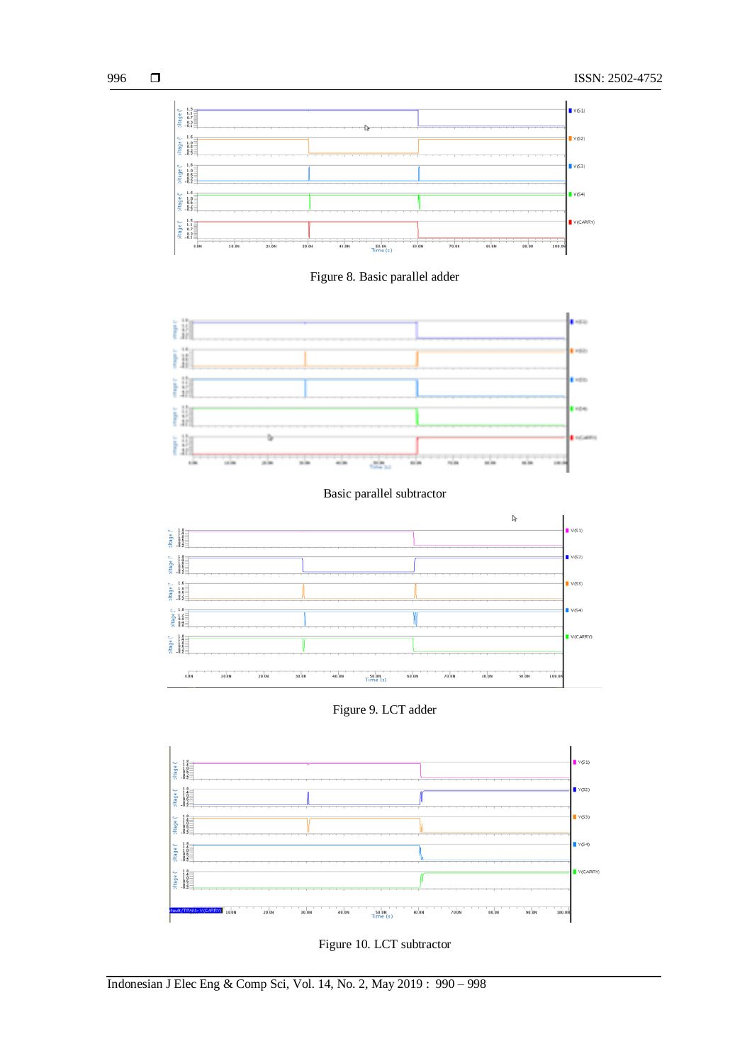Figure 8. Basic parallel adder

Basic parallel subtractor

Figure 9. LCT adder

Figure 10. LCT subtractor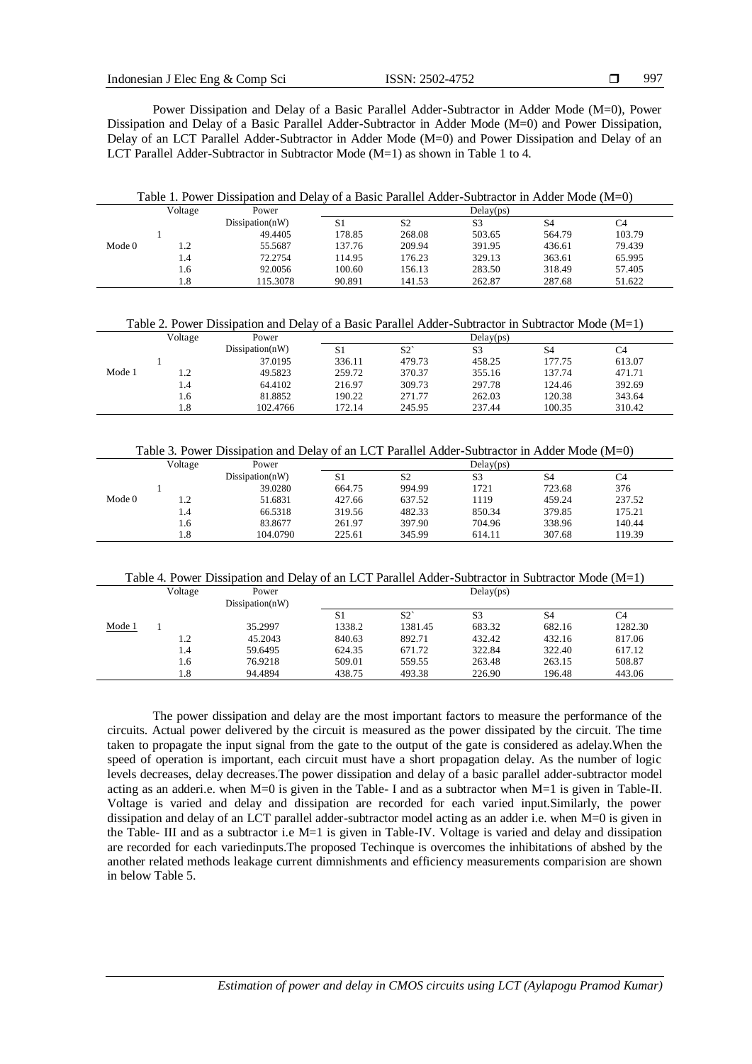Power Dissipation and Delay of a Basic Parallel Adder-Subtractor in Adder Mode (M=0), Power Dissipation and Delay of a Basic Parallel Adder-Subtractor in Adder Mode (M=0) and Power Dissipation, Delay of an LCT Parallel Adder-Subtractor in Adder Mode (M=0) and Power Dissipation and Delay of an LCT Parallel Adder-Subtractor in Subtractor Mode (M=1) as shown in Table 1 to 4.

Table 1. Power Dissipation and Delay of a Basic Parallel Adder-Subtractor in Adder Mode (M=0)

| | Voltage | Power Dissipation(nW) | Delay(ps) | | | | |
|---|---|---|---|---|---|---|---|
| | | | S1 | S2 | S3 | S4 | C4 |
| Mode 0 | 1 | 49.4405 | 178.85 | 268.08 | 503.65 | 564.79 | 103.79 |
| | 1.2 | 55.5687 | 137.76 | 209.94 | 391.95 | 436.61 | 79.439 |
| | 1.4 | 72.2754 | 114.95 | 176.23 | 329.13 | 363.61 | 65.995 |
| | 1.6 | 92.0056 | 100.60 | 156.13 | 283.50 | 318.49 | 57.405 |
| | 1.8 | 115.3078 | 90.891 | 141.53 | 262.87 | 287.68 | 51.622 |

Table 2. Power Dissipation and Delay of a Basic Parallel Adder-Subtractor in Subtractor Mode (M=1)

| | Voltage | Power Dissipation(nW) | Delay(ps) | | | | |
|---|---|---|---|---|---|---|---|
| | | | S1 | S2` | S3 | S4 | C4 |
| Mode 1 | 1 | 37.0195 | 336.11 | 479.73 | 458.25 | 177.75 | 613.07 |
| | 1.2 | 49.5823 | 259.72 | 370.37 | 355.16 | 137.74 | 471.71 |
| | 1.4 | 64.4102 | 216.97 | 309.73 | 297.78 | 124.46 | 392.69 |
| | 1.6 | 81.8852 | 190.22 | 271.77 | 262.03 | 120.38 | 343.64 |
| | 1.8 | 102.4766 | 172.14 | 245.95 | 237.44 | 100.35 | 310.42 |

Table 3. Power Dissipation and Delay of an LCT Parallel Adder-Subtractor in Adder Mode (M=0)

| | Voltage | Power Dissipation(nW) | Delay(ps) | | | | |
|---|---|---|---|---|---|---|---|
| | | | S1 | S2 | S3 | S4 | C4 |
| Mode 0 | 1 | 39.0280 | 664.75 | 994.99 | 1721 | 723.68 | 376 |
| | 1.2 | 51.6831 | 427.66 | 637.52 | 1119 | 459.24 | 237.52 |
| | 1.4 | 66.5318 | 319.56 | 482.33 | 850.34 | 379.85 | 175.21 |
| | 1.6 | 83.8677 | 261.97 | 397.90 | 704.96 | 338.96 | 140.44 |
| | 1.8 | 104.0790 | 225.61 | 345.99 | 614.11 | 307.68 | 119.39 |

Table 4. Power Dissipation and Delay of an LCT Parallel Adder-Subtractor in Subtractor Mode (M=1)

| | Voltage | Power Dissipation(nW) | Delay(ps) | | | | |
|---|---|---|---|---|---|---|---|
| | | | S1 | S2` | S3 | S4 | C4 |
| Mode 1 | 1 | 35.2997 | 1338.2 | 1381.45 | 683.32 | 682.16 | 1282.30 |
| | 1.2 | 45.2043 | 840.63 | 892.71 | 432.42 | 432.16 | 817.06 |
| | 1.4 | 59.6495 | 624.35 | 671.72 | 322.84 | 322.40 | 617.12 |
| | 1.6 | 76.9218 | 509.01 | 559.55 | 263.48 | 263.15 | 508.87 |
| | 1.8 | 94.4894 | 438.75 | 493.38 | 226.90 | 196.48 | 443.06 |

The power dissipation and delay are the most important factors to measure the performance of the circuits. Actual power delivered by the circuit is measured as the power dissipated by the circuit. The time taken to propagate the input signal from the gate to the output of the gate is considered as adelay.When the speed of operation is important, each circuit must have a short propagation delay. As the number of logic levels decreases, delay decreases.The power dissipation and delay of a basic parallel adder-subtractor model acting as an adderi.e. when M=0 is given in the Table- I and as a subtractor when M=1 is given in Table-II. Voltage is varied and delay and dissipation are recorded for each varied input.Similarly, the power dissipation and delay of an LCT parallel adder-subtractor model acting as an adder i.e. when M=0 is given in the Table- III and as a subtractor i.e M=1 is given in Table-IV. Voltage is varied and delay and dissipation are recorded for each variedinputs.The proposed Techinque is overcomes the inhibitations of abshed by the another related methods leakage current dimnishments and efficiency measurements comparision are shown in below Table 5.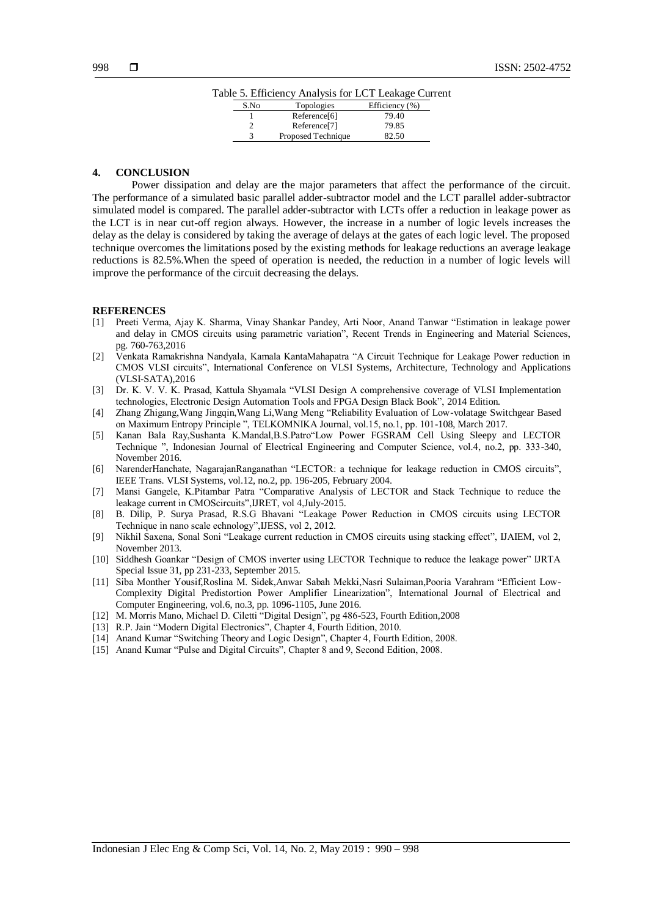Table 5. Efficiency Analysis for LCT Leakage Current

| S.No | Topologies | Efficiency (%) |
|---|---|---|
| 1 | Reference[6] | 79.40 |
| 2 | Reference[7] | 79.85 |
| 3 | Proposed Technique | 82.50 |

## 4. CONCLUSION

Power dissipation and delay are the major parameters that affect the performance of the circuit. The performance of a simulated basic parallel adder-subtractor model and the LCT parallel adder-subtractor simulated model is compared. The parallel adder-subtractor with LCTs offer a reduction in leakage power as the LCT is in near cut-off region always. However, the increase in a number of logic levels increases the delay as the delay is considered by taking the average of delays at the gates of each logic level. The proposed technique overcomes the limitations posed by the existing methods for leakage reductions an average leakage reductions is 82.5%.When the speed of operation is needed, the reduction in a number of logic levels will improve the performance of the circuit decreasing the delays.

## REFERENCES

[1] Preeti Verma, Ajay K. Sharma, Vinay Shankar Pandey, Arti Noor, Anand Tanwar "Estimation in leakage power and delay in CMOS circuits using parametric variation", Recent Trends in Engineering and Material Sciences, pg. 760-763,2016

[2] Venkata Ramakrishna Nandyala, Kamala KantaMahapatra "A Circuit Technique for Leakage Power reduction in CMOS VLSI circuits", International Conference on VLSI Systems, Architecture, Technology and Applications (VLSI-SATA),2016

[3] Dr. K. V. V. K. Prasad, Kattula Shyamala "VLSI Design A comprehensive coverage of VLSI Implementation technologies, Electronic Design Automation Tools and FPGA Design Black Book", 2014 Edition.

[4] Zhang Zhigang,Wang Jingqin,Wang Li,Wang Meng "Reliability Evaluation of Low-volatage Switchgear Based on Maximum Entropy Principle ", TELKOMNIKA Journal, vol.15, no.1, pp. 101-108, March 2017.

[5] Kanan Bala Ray,Sushanta K.Mandal,B.S.Patro"Low Power FGSRAM Cell Using Sleepy and LECTOR Technique ", Indonesian Journal of Electrical Engineering and Computer Science, vol.4, no.2, pp. 333-340, November 2016.

[6] NarenderHanchate, NagarajanRanganathan "LECTOR: a technique for leakage reduction in CMOS circuits", IEEE Trans. VLSI Systems, vol.12, no.2, pp. 196-205, February 2004.

[7] Mansi Gangele, K.Pitambar Patra "Comparative Analysis of LECTOR and Stack Technique to reduce the leakage current in CMOScircuits",IJRET, vol 4,July-2015.

[8] B. Dilip, P. Surya Prasad, R.S.G Bhavani "Leakage Power Reduction in CMOS circuits using LECTOR Technique in nano scale echnology",IJESS, vol 2, 2012.

[9] Nikhil Saxena, Sonal Soni "Leakage current reduction in CMOS circuits using stacking effect", IJAIEM, vol 2, November 2013.

[10] Siddhesh Goankar "Design of CMOS inverter using LECTOR Technique to reduce the leakage power" IJRTA Special Issue 31, pp 231-233, September 2015.

[11] Siba Monther Yousif,Roslina M. Sidek,Anwar Sabah Mekki,Nasri Sulaiman,Pooria Varahram "Efficient Low-Complexity Digital Predistortion Power Amplifier Linearization", International Journal of Electrical and Computer Engineering, vol.6, no.3, pp. 1096-1105, June 2016.

[12] M. Morris Mano, Michael D. Ciletti "Digital Design", pg 486-523, Fourth Edition,2008

[13] R.P. Jain "Modern Digital Electronics", Chapter 4, Fourth Edition, 2010.

[14] Anand Kumar "Switching Theory and Logic Design", Chapter 4, Fourth Edition, 2008.

[15] Anand Kumar "Pulse and Digital Circuits", Chapter 8 and 9, Second Edition, 2008.